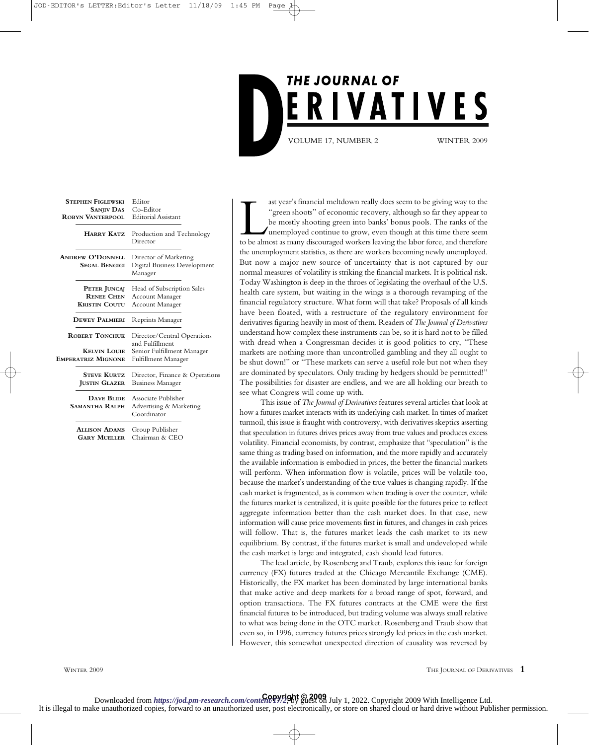# THE JOURNAL OF DERIVATIVES

VOLUME 17, NUMBER 2 — WINTER 2009

| | |
|---|---|
| **STEPHEN FIGLEWSKI** | Editor |
| **SANJIV DAS** | Co-Editor |
| **ROBYN VANTERPOOL** | Editorial Assistant |
| **HARRY KATZ** | Production and Technology Director |
| **ANDREW O'DONNELL** | Director of Marketing |
| **SEGAL BENGIGI** | Digital Business Development Manager |
| **PETER JUNCAJ** | Head of Subscription Sales |
| **RENEE CHEN** | Account Manager |
| **KRISTIN COUTU** | Account Manager |
| **DEWEY PALMIERI** | Reprints Manager |
| **ROBERT TONCHUK** | Director/Central Operations and Fulfillment |
| **KELVIN LOUIE** | Senior Fulfillment Manager |
| **EMPERATRIZ MIGNONE** | Fulfillment Manager |
| **STEVE KURTZ** | Director, Finance & Operations |
| **JUSTIN GLAZER** | Business Manager |
| **DAVE BLIDE** | Associate Publisher |
| **SAMANTHA RALPH** | Advertising & Marketing Coordinator |
| **ALLISON ADAMS** | Group Publisher |
| **GARY MUELLER** | Chairman & CEO |

Last year's financial meltdown really does seem to be giving way to the "green shoots" of economic recovery, although so far they appear to be mostly shooting green into banks' bonus pools. The ranks of the unemployed continue to grow, even though at this time there seem to be almost as many discouraged workers leaving the labor force, and therefore the unemployment statistics, as there are workers becoming newly unemployed. But now a major new source of uncertainty that is not captured by our normal measures of volatility is striking the financial markets. It is political risk. Today Washington is deep in the throes of legislating the overhaul of the U.S. health care system, but waiting in the wings is a thorough revamping of the financial regulatory structure. What form will that take? Proposals of all kinds have been floated, with a restructure of the regulatory environment for derivatives figuring heavily in most of them. Readers of *The Journal of Derivatives* understand how complex these instruments can be, so it is hard not to be filled with dread when a Congressman decides it is good politics to cry, "These markets are nothing more than uncontrolled gambling and they all ought to be shut down!" or "These markets can serve a useful role but not when they are dominated by speculators. Only trading by hedgers should be permitted!" The possibilities for disaster are endless, and we are all holding our breath to see what Congress will come up with.

This issue of *The Journal of Derivatives* features several articles that look at how a futures market interacts with its underlying cash market. In times of market turmoil, this issue is fraught with controversy, with derivatives skeptics asserting that speculation in futures drives prices away from true values and produces excess volatility. Financial economists, by contrast, emphasize that "speculation" is the same thing as trading based on information, and the more rapidly and accurately the available information is embodied in prices, the better the financial markets will perform. When information flow is volatile, prices will be volatile too, because the market's understanding of the true values is changing rapidly. If the cash market is fragmented, as is common when trading is over the counter, while the futures market is centralized, it is quite possible for the futures price to reflect aggregate information better than the cash market does. In that case, new information will cause price movements first in futures, and changes in cash prices will follow. That is, the futures market leads the cash market to its new equilibrium. By contrast, if the futures market is small and undeveloped while the cash market is large and integrated, cash should lead futures.

The lead article, by Rosenberg and Traub, explores this issue for foreign currency (FX) futures traded at the Chicago Mercantile Exchange (CME). Historically, the FX market has been dominated by large international banks that make active and deep markets for a broad range of spot, forward, and option transactions. The FX futures contracts at the CME were the first financial futures to be introduced, but trading volume was always small relative to what was being done in the OTC market. Rosenberg and Traub show that even so, in 1996, currency futures prices strongly led prices in the cash market. However, this somewhat unexpected direction of causality was reversed by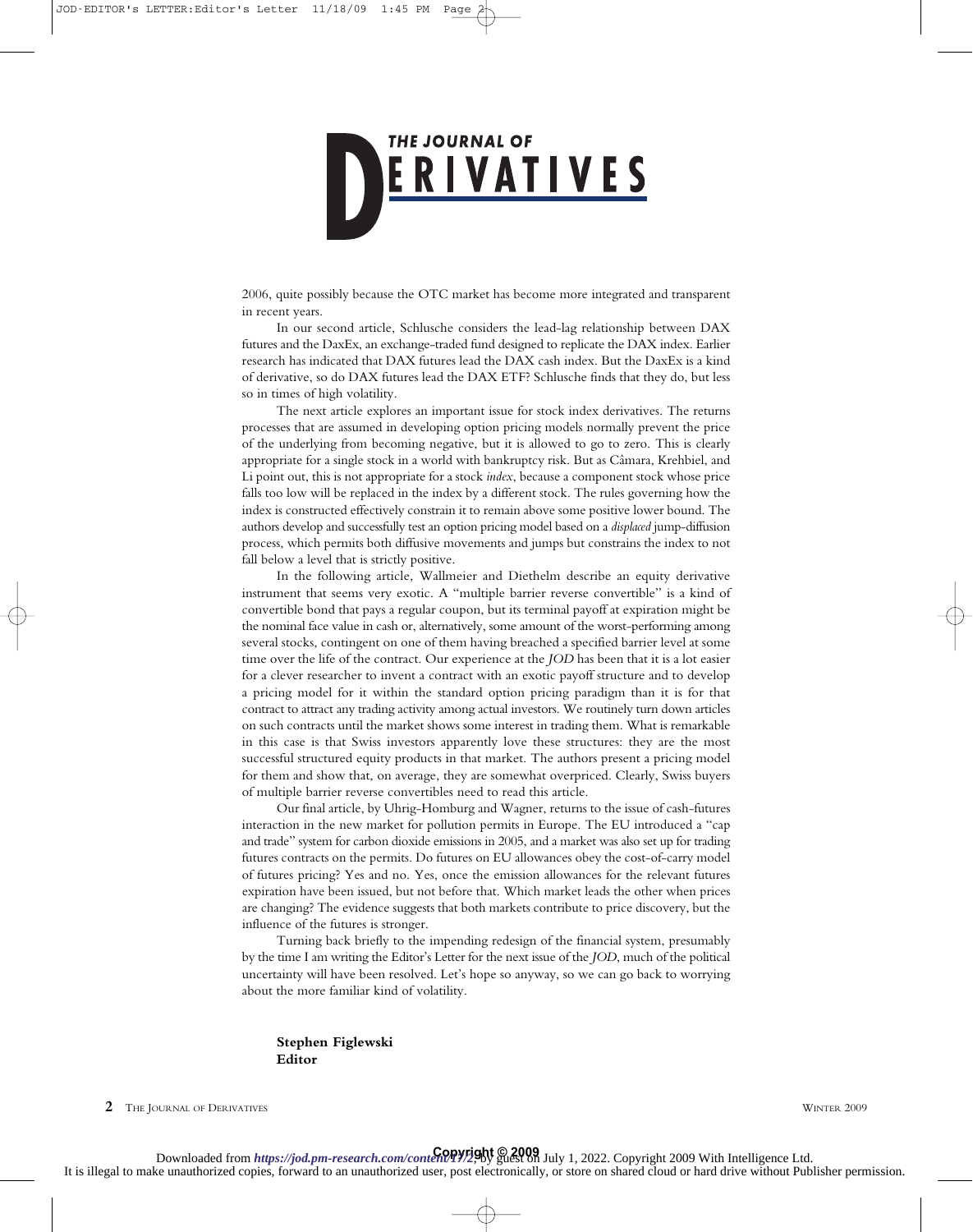2006, quite possibly because the OTC market has become more integrated and transparent in recent years.

In our second article, Schlusche considers the lead-lag relationship between DAX futures and the DaxEx, an exchange-traded fund designed to replicate the DAX index. Earlier research has indicated that DAX futures lead the DAX cash index. But the DaxEx is a kind of derivative, so do DAX futures lead the DAX ETF? Schlusche finds that they do, but less so in times of high volatility.

The next article explores an important issue for stock index derivatives. The returns processes that are assumed in developing option pricing models normally prevent the price of the underlying from becoming negative, but it is allowed to go to zero. This is clearly appropriate for a single stock in a world with bankruptcy risk. But as Câmara, Krehbiel, and Li point out, this is not appropriate for a stock *index*, because a component stock whose price falls too low will be replaced in the index by a different stock. The rules governing how the index is constructed effectively constrain it to remain above some positive lower bound. The authors develop and successfully test an option pricing model based on a *displaced* jump-diffusion process, which permits both diffusive movements and jumps but constrains the index to not fall below a level that is strictly positive.

In the following article, Wallmeier and Diethelm describe an equity derivative instrument that seems very exotic. A "multiple barrier reverse convertible" is a kind of convertible bond that pays a regular coupon, but its terminal payoff at expiration might be the nominal face value in cash or, alternatively, some amount of the worst-performing among several stocks, contingent on one of them having breached a specified barrier level at some time over the life of the contract. Our experience at the *JOD* has been that it is a lot easier for a clever researcher to invent a contract with an exotic payoff structure and to develop a pricing model for it within the standard option pricing paradigm than it is for that contract to attract any trading activity among actual investors. We routinely turn down articles on such contracts until the market shows some interest in trading them. What is remarkable in this case is that Swiss investors apparently love these structures: they are the most successful structured equity products in that market. The authors present a pricing model for them and show that, on average, they are somewhat overpriced. Clearly, Swiss buyers of multiple barrier reverse convertibles need to read this article.

Our final article, by Uhrig-Homburg and Wagner, returns to the issue of cash-futures interaction in the new market for pollution permits in Europe. The EU introduced a "cap and trade" system for carbon dioxide emissions in 2005, and a market was also set up for trading futures contracts on the permits. Do futures on EU allowances obey the cost-of-carry model of futures pricing? Yes and no. Yes, once the emission allowances for the relevant futures expiration have been issued, but not before that. Which market leads the other when prices are changing? The evidence suggests that both markets contribute to price discovery, but the influence of the futures is stronger.

Turning back briefly to the impending redesign of the financial system, presumably by the time I am writing the Editor's Letter for the next issue of the *JOD*, much of the political uncertainty will have been resolved. Let's hope so anyway, so we can go back to worrying about the more familiar kind of volatility.

**Stephen Figlewski**
**Editor**